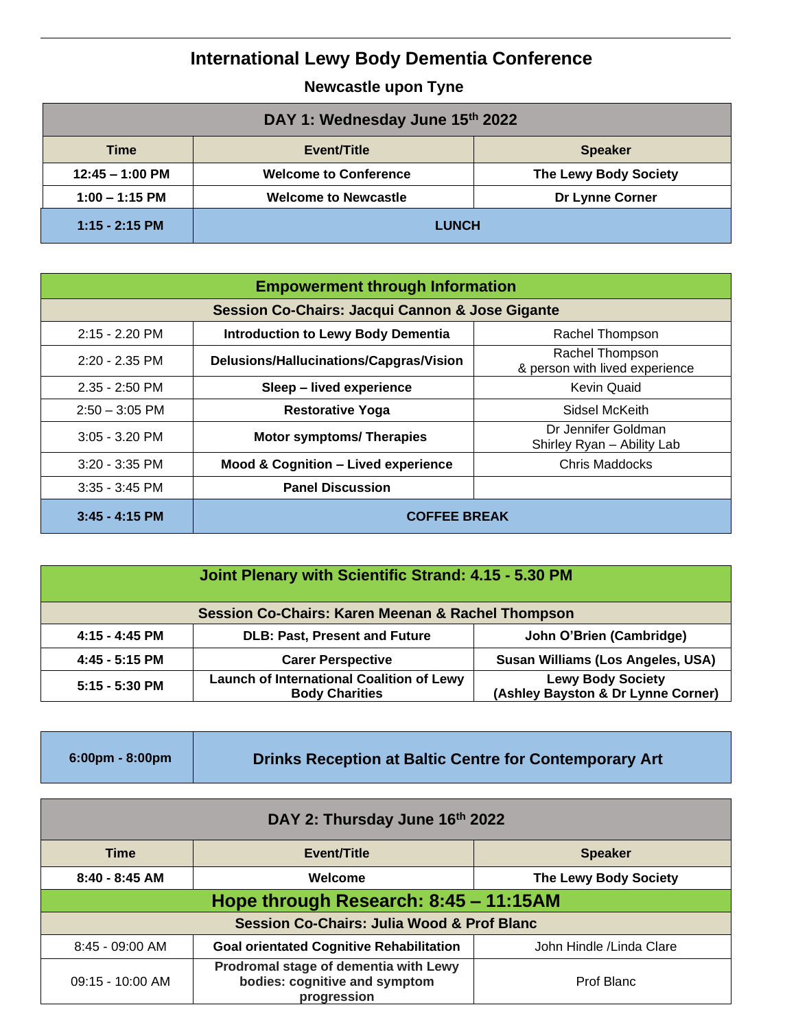# International Lewy Body Dementia Conference

## Newcastle upon Tyne

| DAY 1: Wednesday June 15th 2022 | | |
|---|---|---|
| **Time** | **Event/Title** | **Speaker** |
| **12:45 – 1:00 PM** | **Welcome to Conference** | **The Lewy Body Society** |
| **1:00 – 1:15 PM** | **Welcome to Newcastle** | **Dr Lynne Corner** |
| **1:15 - 2:15 PM** | **LUNCH** | |

| Empowerment through Information | | |
|---|---|---|
| **Session Co-Chairs: Jacqui Cannon & Jose Gigante** | | |
| 2:15 - 2.20 PM | **Introduction to Lewy Body Dementia** | Rachel Thompson |
| 2:20 - 2.35 PM | **Delusions/Hallucinations/Capgras/Vision** | Rachel Thompson & person with lived experience |
| 2.35 - 2:50 PM | **Sleep – lived experience** | Kevin Quaid |
| 2:50 – 3:05 PM | **Restorative Yoga** | Sidsel McKeith |
| 3:05 - 3.20 PM | **Motor symptoms/ Therapies** | Dr Jennifer Goldman Shirley Ryan – Ability Lab |
| 3:20 - 3:35 PM | **Mood & Cognition – Lived experience** | Chris Maddocks |
| 3:35 - 3:45 PM | **Panel Discussion** | |
| **3:45 - 4:15 PM** | **COFFEE BREAK** | |

| Joint Plenary with Scientific Strand: 4.15 - 5.30 PM | | |
|---|---|---|
| **Session Co-Chairs: Karen Meenan & Rachel Thompson** | | |
| **4:15 - 4:45 PM** | **DLB: Past, Present and Future** | **John O'Brien (Cambridge)** |
| **4:45 - 5:15 PM** | **Carer Perspective** | **Susan Williams (Los Angeles, USA)** |
| **5:15 - 5:30 PM** | **Launch of International Coalition of Lewy Body Charities** | **Lewy Body Society (Ashley Bayston & Dr Lynne Corner)** |

| 6:00pm - 8:00pm | Drinks Reception at Baltic Centre for Contemporary Art |
|---|---|

| DAY 2: Thursday June 16th 2022 | | |
|---|---|---|
| **Time** | **Event/Title** | **Speaker** |
| **8:40 - 8:45 AM** | **Welcome** | **The Lewy Body Society** |
| **Hope through Research: 8:45 – 11:15AM** | | |
| **Session Co-Chairs: Julia Wood & Prof Blanc** | | |
| 8:45 - 09:00 AM | **Goal orientated Cognitive Rehabilitation** | John Hindle /Linda Clare |
| 09:15 - 10:00 AM | **Prodromal stage of dementia with Lewy bodies: cognitive and symptom progression** | Prof Blanc |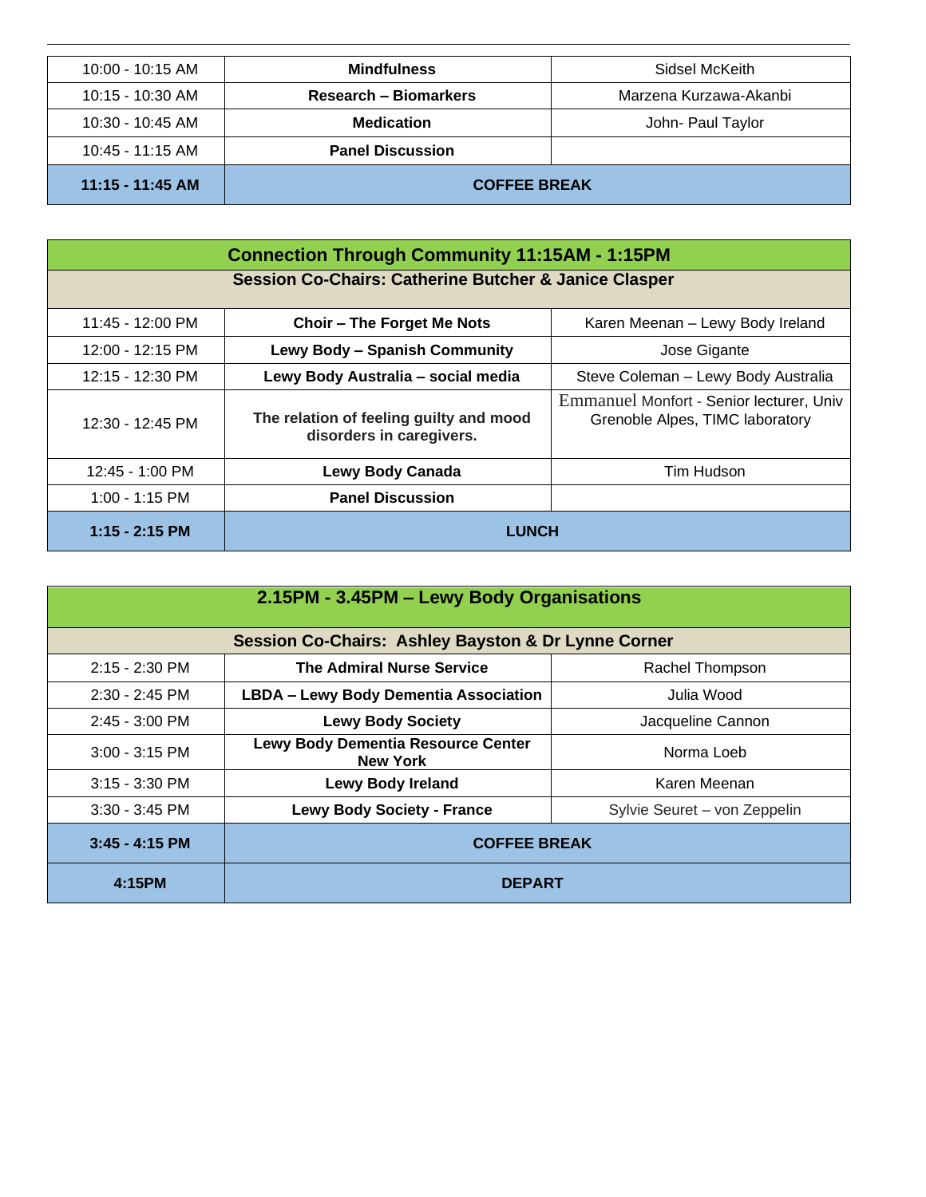| | | |
|---|---|---|
| 10:00 - 10:15 AM | **Mindfulness** | Sidsel McKeith |
| 10:15 - 10:30 AM | **Research – Biomarkers** | Marzena Kurzawa-Akanbi |
| 10:30 - 10:45 AM | **Medication** | John- Paul Taylor |
| 10:45 - 11:15 AM | **Panel Discussion** | |
| **11:15 - 11:45 AM** | **COFFEE BREAK** | |

| **Connection Through Community 11:15AM - 1:15PM** | | |
|---|---|---|
| **Session Co-Chairs: Catherine Butcher & Janice Clasper** | | |
| 11:45 - 12:00 PM | **Choir – The Forget Me Nots** | Karen Meenan – Lewy Body Ireland |
| 12:00 - 12:15 PM | **Lewy Body – Spanish Community** | Jose Gigante |
| 12:15 - 12:30 PM | **Lewy Body Australia – social media** | Steve Coleman – Lewy Body Australia |
| 12:30 - 12:45 PM | **The relation of feeling guilty and mood disorders in caregivers.** | Emmanuel Monfort - Senior lecturer, Univ Grenoble Alpes, TIMC laboratory |
| 12:45 - 1:00 PM | **Lewy Body Canada** | Tim Hudson |
| 1:00 - 1:15 PM | **Panel Discussion** | |
| **1:15 - 2:15 PM** | **LUNCH** | |

| **2.15PM - 3.45PM – Lewy Body Organisations** | | |
|---|---|---|
| **Session Co-Chairs: Ashley Bayston & Dr Lynne Corner** | | |
| 2:15 - 2:30 PM | **The Admiral Nurse Service** | Rachel Thompson |
| 2:30 - 2:45 PM | **LBDA – Lewy Body Dementia Association** | Julia Wood |
| 2:45 - 3:00 PM | **Lewy Body Society** | Jacqueline Cannon |
| 3:00 - 3:15 PM | **Lewy Body Dementia Resource Center New York** | Norma Loeb |
| 3:15 - 3:30 PM | **Lewy Body Ireland** | Karen Meenan |
| 3:30 - 3:45 PM | **Lewy Body Society - France** | Sylvie Seuret – von Zeppelin |
| **3:45 - 4:15 PM** | **COFFEE BREAK** | |
| **4:15PM** | **DEPART** | |